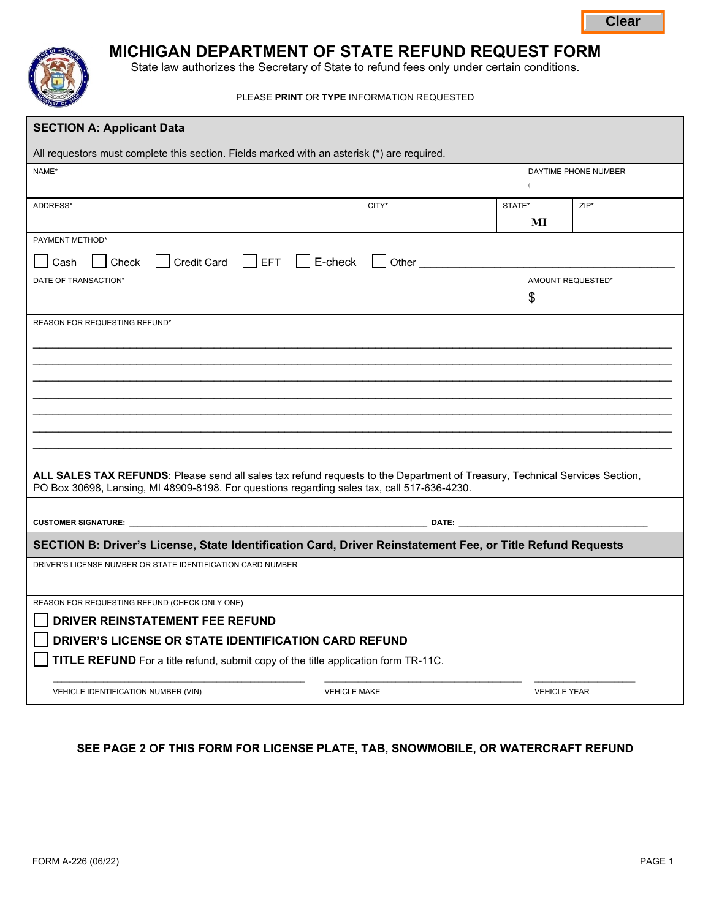Clear

# MICHIGAN DEPARTMENT OF STATE REFUND REQUEST FORM

State law authorizes the Secretary of State to refund fees only under certain conditions.

PLEASE **PRINT** OR **TYPE** INFORMATION REQUESTED

## SECTION A: Applicant Data

All requestors must complete this section. Fields marked with an asterisk (*) are required.

| NAME* | | | DAYTIME PHONE NUMBER ( |
|---|---|---|---|
| ADDRESS* | CITY* | STATE* MI | ZIP* |

PAYMENT METHOD*

☐ Cash ☐ Check ☐ Credit Card ☐ EFT ☐ E-check ☐ Other ______________________________

| DATE OF TRANSACTION* | AMOUNT REQUESTED* $ |
|---|---|

REASON FOR REQUESTING REFUND*

______________________________________________________________________________
______________________________________________________________________________
______________________________________________________________________________
______________________________________________________________________________
______________________________________________________________________________
______________________________________________________________________________
______________________________________________________________________________

**ALL SALES TAX REFUNDS**: Please send all sales tax refund requests to the Department of Treasury, Technical Services Section, PO Box 30698, Lansing, MI 48909-8198. For questions regarding sales tax, call 517-636-4230.

**CUSTOMER SIGNATURE:** ______________________________ **DATE:** ____________________

## SECTION B: Driver's License, State Identification Card, Driver Reinstatement Fee, or Title Refund Requests

DRIVER'S LICENSE NUMBER OR STATE IDENTIFICATION CARD NUMBER

REASON FOR REQUESTING REFUND (CHECK ONLY ONE)

☐ **DRIVER REINSTATEMENT FEE REFUND**

☐ **DRIVER'S LICENSE OR STATE IDENTIFICATION CARD REFUND**

☐ **TITLE REFUND** For a title refund, submit copy of the title application form TR-11C.

| ______________________ | ____________________ | ____________ |
|---|---|---|
| VEHICLE IDENTIFICATION NUMBER (VIN) | VEHICLE MAKE | VEHICLE YEAR |

**SEE PAGE 2 OF THIS FORM FOR LICENSE PLATE, TAB, SNOWMOBILE, OR WATERCRAFT REFUND**

FORM A-226 (06/22)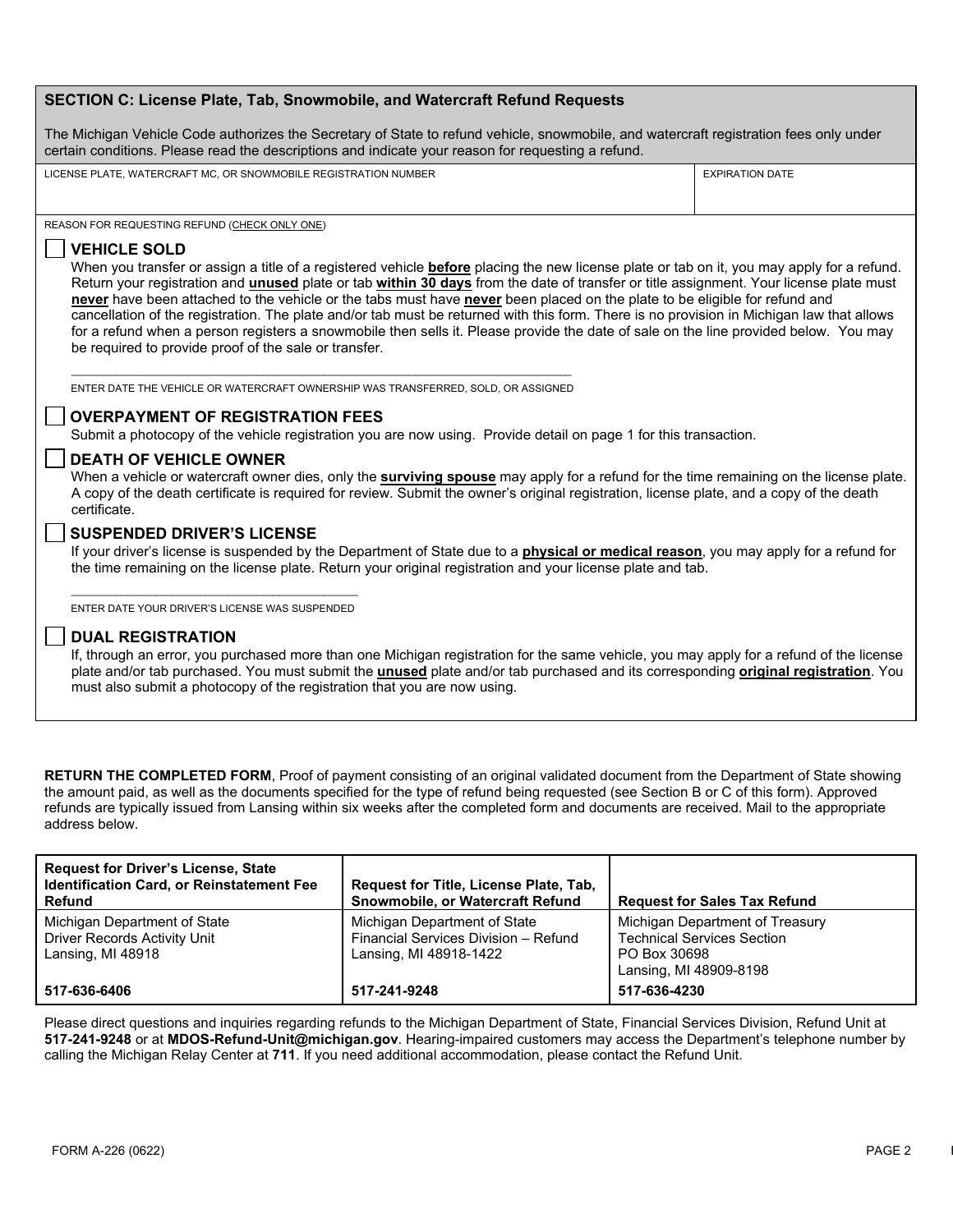## SECTION C: License Plate, Tab, Snowmobile, and Watercraft Refund Requests

The Michigan Vehicle Code authorizes the Secretary of State to refund vehicle, snowmobile, and watercraft registration fees only under certain conditions. Please read the descriptions and indicate your reason for requesting a refund.

| LICENSE PLATE, WATERCRAFT MC, OR SNOWMOBILE REGISTRATION NUMBER | EXPIRATION DATE |
|---|---|
| | |

REASON FOR REQUESTING REFUND (CHECK ONLY ONE)

☐ **VEHICLE SOLD**

When you transfer or assign a title of a registered vehicle **before** placing the new license plate or tab on it, you may apply for a refund. Return your registration and **unused** plate or tab **within 30 days** from the date of transfer or title assignment. Your license plate must **never** have been attached to the vehicle or the tabs must have **never** been placed on the plate to be eligible for refund and cancellation of the registration. The plate and/or tab must be returned with this form. There is no provision in Michigan law that allows for a refund when a person registers a snowmobile then sells it. Please provide the date of sale on the line provided below. You may be required to provide proof of the sale or transfer.

_______________________________________________

ENTER DATE THE VEHICLE OR WATERCRAFT OWNERSHIP WAS TRANSFERRED, SOLD, OR ASSIGNED

☐ **OVERPAYMENT OF REGISTRATION FEES**

Submit a photocopy of the vehicle registration you are now using. Provide detail on page 1 for this transaction.

☐ **DEATH OF VEHICLE OWNER**

When a vehicle or watercraft owner dies, only the **surviving spouse** may apply for a refund for the time remaining on the license plate. A copy of the death certificate is required for review. Submit the owner's original registration, license plate, and a copy of the death certificate.

☐ **SUSPENDED DRIVER'S LICENSE**

If your driver's license is suspended by the Department of State due to a **physical or medical reason**, you may apply for a refund for the time remaining on the license plate. Return your original registration and your license plate and tab.

_______________________________________________

ENTER DATE YOUR DRIVER'S LICENSE WAS SUSPENDED

☐ **DUAL REGISTRATION**

If, through an error, you purchased more than one Michigan registration for the same vehicle, you may apply for a refund of the license plate and/or tab purchased. You must submit the **unused** plate and/or tab purchased and its corresponding **original registration**. You must also submit a photocopy of the registration that you are now using.

**RETURN THE COMPLETED FORM**, Proof of payment consisting of an original validated document from the Department of State showing the amount paid, as well as the documents specified for the type of refund being requested (see Section B or C of this form). Approved refunds are typically issued from Lansing within six weeks after the completed form and documents are received. Mail to the appropriate address below.

| Request for Driver's License, State Identification Card, or Reinstatement Fee Refund | Request for Title, License Plate, Tab, Snowmobile, or Watercraft Refund | Request for Sales Tax Refund |
|---|---|---|
| Michigan Department of State<br>Driver Records Activity Unit<br>Lansing, MI 48918 | Michigan Department of State<br>Financial Services Division – Refund<br>Lansing, MI 48918-1422 | Michigan Department of Treasury<br>Technical Services Section<br>PO Box 30698<br>Lansing, MI 48909-8198 |
| **517-636-6406** | **517-241-9248** | **517-636-4230** |

Please direct questions and inquiries regarding refunds to the Michigan Department of State, Financial Services Division, Refund Unit at **517-241-9248** or at **MDOS-Refund-Unit@michigan.gov**. Hearing-impaired customers may access the Department's telephone number by calling the Michigan Relay Center at **711**. If you need additional accommodation, please contact the Refund Unit.

FORM A-226 (0622)